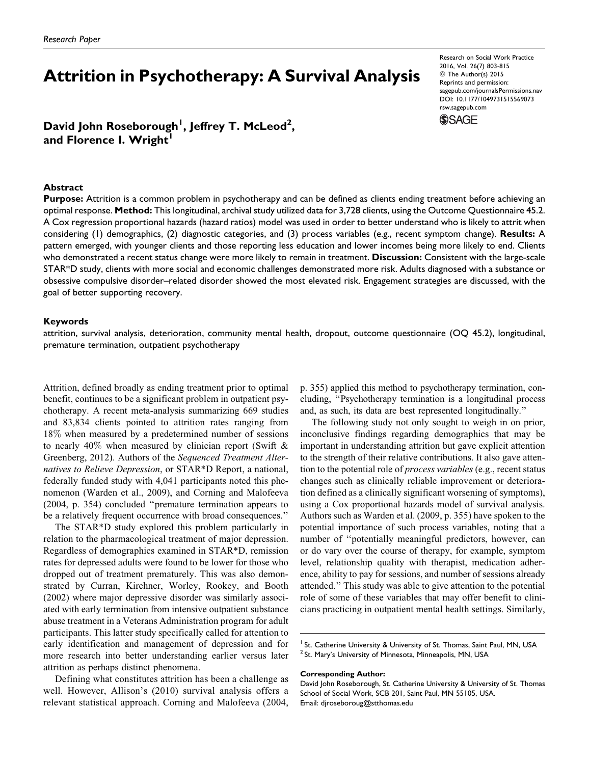Research Paper

# Attrition in Psychotherapy: A Survival Analysis

Research on Social Work Practice
2016, Vol. 26(7) 803-815
© The Author(s) 2015
Reprints and permission:
sagepub.com/journalsPermissions.nav
DOI: 10.1177/1049731515569073
rsw.sagepub.com

**David John Roseborough[1], Jeffrey T. McLeod[2], and Florence I. Wright[1]**

## Abstract

**Purpose:** Attrition is a common problem in psychotherapy and can be defined as clients ending treatment before achieving an optimal response. **Method:** This longitudinal, archival study utilized data for 3,728 clients, using the Outcome Questionnaire 45.2. A Cox regression proportional hazards (hazard ratios) model was used in order to better understand who is likely to attrit when considering (1) demographics, (2) diagnostic categories, and (3) process variables (e.g., recent symptom change). **Results:** A pattern emerged, with younger clients and those reporting less education and lower incomes being more likely to end. Clients who demonstrated a recent status change were more likely to remain in treatment. **Discussion:** Consistent with the large-scale STAR*D study, clients with more social and economic challenges demonstrated more risk. Adults diagnosed with a substance or obsessive compulsive disorder–related disorder showed the most elevated risk. Engagement strategies are discussed, with the goal of better supporting recovery.

### Keywords

attrition, survival analysis, deterioration, community mental health, dropout, outcome questionnaire (OQ 45.2), longitudinal, premature termination, outpatient psychotherapy

Attrition, defined broadly as ending treatment prior to optimal benefit, continues to be a significant problem in outpatient psychotherapy. A recent meta-analysis summarizing 669 studies and 83,834 clients pointed to attrition rates ranging from 18% when measured by a predetermined number of sessions to nearly 40% when measured by clinician report (Swift & Greenberg, 2012). Authors of the *Sequenced Treatment Alternatives to Relieve Depression*, or STAR*D Report, a national, federally funded study with 4,041 participants noted this phenomenon (Warden et al., 2009), and Corning and Malofeeva (2004, p. 354) concluded "premature termination appears to be a relatively frequent occurrence with broad consequences."

The STAR*D study explored this problem particularly in relation to the pharmacological treatment of major depression. Regardless of demographics examined in STAR*D, remission rates for depressed adults were found to be lower for those who dropped out of treatment prematurely. This was also demonstrated by Curran, Kirchner, Worley, Rookey, and Booth (2002) where major depressive disorder was similarly associated with early termination from intensive outpatient substance abuse treatment in a Veterans Administration program for adult participants. This latter study specifically called for attention to early identification and management of depression and for more research into better understanding earlier versus later attrition as perhaps distinct phenomena.

Defining what constitutes attrition has been a challenge as well. However, Allison's (2010) survival analysis offers a relevant statistical approach. Corning and Malofeeva (2004, p. 355) applied this method to psychotherapy termination, concluding, "Psychotherapy termination is a longitudinal process and, as such, its data are best represented longitudinally."

The following study not only sought to weigh in on prior, inconclusive findings regarding demographics that may be important in understanding attrition but gave explicit attention to the strength of their relative contributions. It also gave attention to the potential role of *process variables* (e.g., recent status changes such as clinically reliable improvement or deterioration defined as a clinically significant worsening of symptoms), using a Cox proportional hazards model of survival analysis. Authors such as Warden et al. (2009, p. 355) have spoken to the potential importance of such process variables, noting that a number of "potentially meaningful predictors, however, can or do vary over the course of therapy, for example, symptom level, relationship quality with therapist, medication adherence, ability to pay for sessions, and number of sessions already attended." This study was able to give attention to the potential role of some of these variables that may offer benefit to clinicians practicing in outpatient mental health settings. Similarly,

[1] St. Catherine University & University of St. Thomas, Saint Paul, MN, USA
[2] St. Mary's University of Minnesota, Minneapolis, MN, USA

**Corresponding Author:**
David John Roseborough, St. Catherine University & University of St. Thomas School of Social Work, SCB 201, Saint Paul, MN 55105, USA.
Email: djroseboroug@stthomas.edu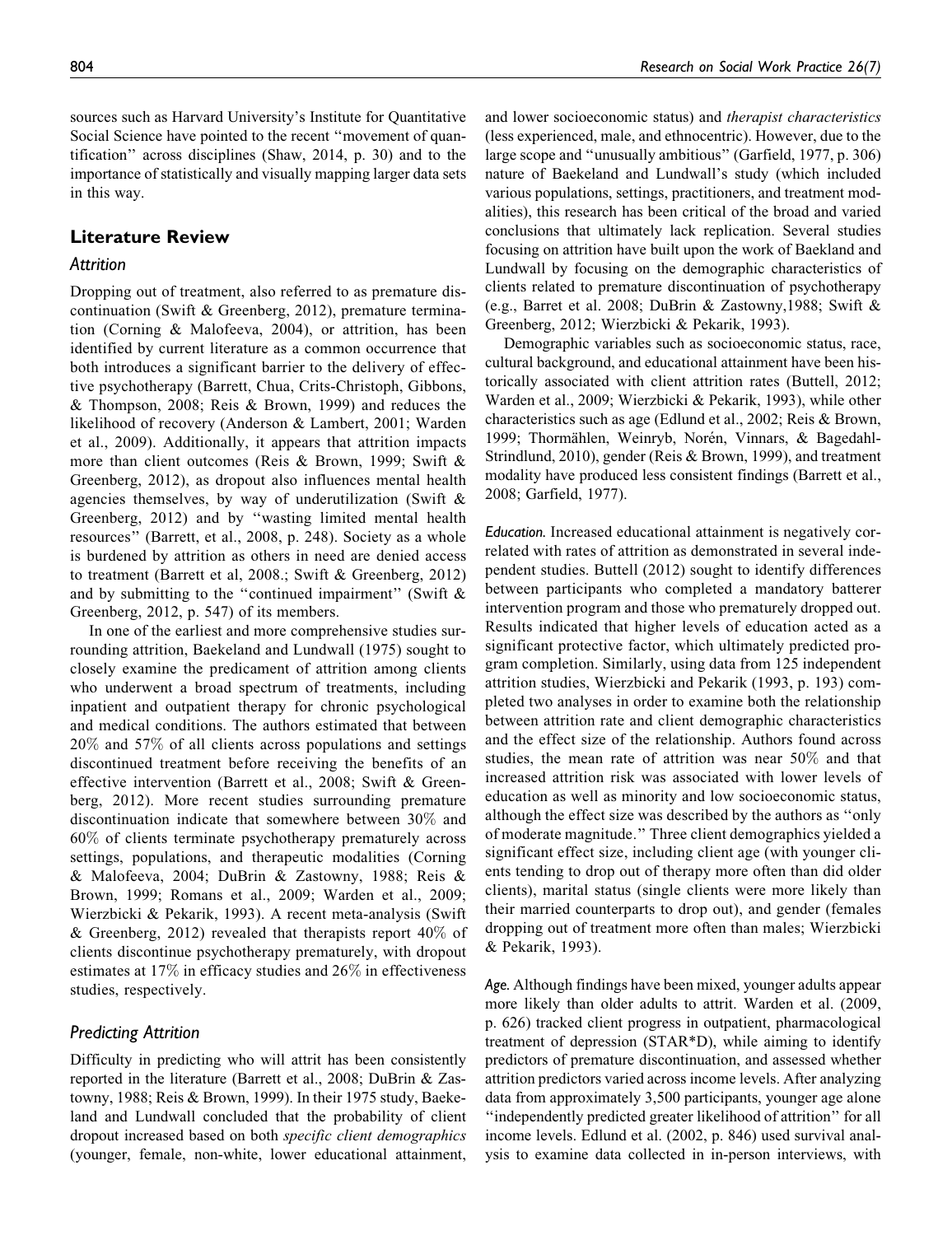sources such as Harvard University's Institute for Quantitative Social Science have pointed to the recent ''movement of quantification'' across disciplines (Shaw, 2014, p. 30) and to the importance of statistically and visually mapping larger data sets in this way.

## Literature Review

### Attrition

Dropping out of treatment, also referred to as premature discontinuation (Swift & Greenberg, 2012), premature termination (Corning & Malofeeva, 2004), or attrition, has been identified by current literature as a common occurrence that both introduces a significant barrier to the delivery of effective psychotherapy (Barrett, Chua, Crits-Christoph, Gibbons, & Thompson, 2008; Reis & Brown, 1999) and reduces the likelihood of recovery (Anderson & Lambert, 2001; Warden et al., 2009). Additionally, it appears that attrition impacts more than client outcomes (Reis & Brown, 1999; Swift & Greenberg, 2012), as dropout also influences mental health agencies themselves, by way of underutilization (Swift & Greenberg, 2012) and by ''wasting limited mental health resources'' (Barrett, et al., 2008, p. 248). Society as a whole is burdened by attrition as others in need are denied access to treatment (Barrett et al, 2008.; Swift & Greenberg, 2012) and by submitting to the ''continued impairment'' (Swift & Greenberg, 2012, p. 547) of its members.

In one of the earliest and more comprehensive studies surrounding attrition, Baekeland and Lundwall (1975) sought to closely examine the predicament of attrition among clients who underwent a broad spectrum of treatments, including inpatient and outpatient therapy for chronic psychological and medical conditions. The authors estimated that between 20% and 57% of all clients across populations and settings discontinued treatment before receiving the benefits of an effective intervention (Barrett et al., 2008; Swift & Greenberg, 2012). More recent studies surrounding premature discontinuation indicate that somewhere between 30% and 60% of clients terminate psychotherapy prematurely across settings, populations, and therapeutic modalities (Corning & Malofeeva, 2004; DuBrin & Zastowny, 1988; Reis & Brown, 1999; Romans et al., 2009; Warden et al., 2009; Wierzbicki & Pekarik, 1993). A recent meta-analysis (Swift & Greenberg, 2012) revealed that therapists report 40% of clients discontinue psychotherapy prematurely, with dropout estimates at 17% in efficacy studies and 26% in effectiveness studies, respectively.

### Predicting Attrition

Difficulty in predicting who will attrit has been consistently reported in the literature (Barrett et al., 2008; DuBrin & Zastowny, 1988; Reis & Brown, 1999). In their 1975 study, Baekeland and Lundwall concluded that the probability of client dropout increased based on both *specific client demographics* (younger, female, non-white, lower educational attainment, and lower socioeconomic status) and *therapist characteristics* (less experienced, male, and ethnocentric). However, due to the large scope and ''unusually ambitious'' (Garfield, 1977, p. 306) nature of Baekeland and Lundwall's study (which included various populations, settings, practitioners, and treatment modalities), this research has been critical of the broad and varied conclusions that ultimately lack replication. Several studies focusing on attrition have built upon the work of Baekeland and Lundwall by focusing on the demographic characteristics of clients related to premature discontinuation of psychotherapy (e.g., Barret et al. 2008; DuBrin & Zastowny,1988; Swift & Greenberg, 2012; Wierzbicki & Pekarik, 1993).

Demographic variables such as socioeconomic status, race, cultural background, and educational attainment have been historically associated with client attrition rates (Buttell, 2012; Warden et al., 2009; Wierzbicki & Pekarik, 1993), while other characteristics such as age (Edlund et al., 2002; Reis & Brown, 1999; Thormählen, Weinryb, Norén, Vinnars, & Bagedahl-Strindlund, 2010), gender (Reis & Brown, 1999), and treatment modality have produced less consistent findings (Barrett et al., 2008; Garfield, 1977).

*Education.* Increased educational attainment is negatively correlated with rates of attrition as demonstrated in several independent studies. Buttell (2012) sought to identify differences between participants who completed a mandatory batterer intervention program and those who prematurely dropped out. Results indicated that higher levels of education acted as a significant protective factor, which ultimately predicted program completion. Similarly, using data from 125 independent attrition studies, Wierzbicki and Pekarik (1993, p. 193) completed two analyses in order to examine both the relationship between attrition rate and client demographic characteristics and the effect size of the relationship. Authors found across studies, the mean rate of attrition was near 50% and that increased attrition risk was associated with lower levels of education as well as minority and low socioeconomic status, although the effect size was described by the authors as ''only of moderate magnitude.'' Three client demographics yielded a significant effect size, including client age (with younger clients tending to drop out of therapy more often than did older clients), marital status (single clients were more likely than their married counterparts to drop out), and gender (females dropping out of treatment more often than males; Wierzbicki & Pekarik, 1993).

*Age.* Although findings have been mixed, younger adults appear more likely than older adults to attrit. Warden et al. (2009, p. 626) tracked client progress in outpatient, pharmacological treatment of depression (STAR*D), while aiming to identify predictors of premature discontinuation, and assessed whether attrition predictors varied across income levels. After analyzing data from approximately 3,500 participants, younger age alone ''independently predicted greater likelihood of attrition'' for all income levels. Edlund et al. (2002, p. 846) used survival analysis to examine data collected in in-person interviews, with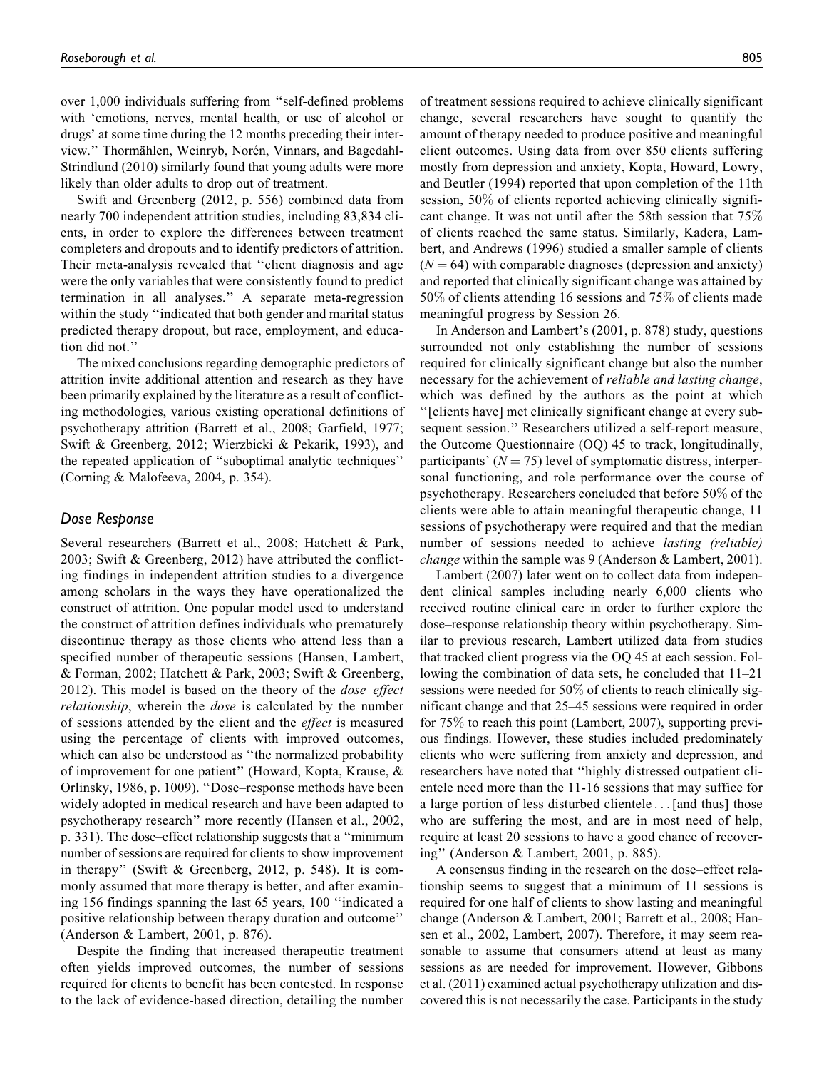over 1,000 individuals suffering from ''self-defined problems with 'emotions, nerves, mental health, or use of alcohol or drugs' at some time during the 12 months preceding their interview.'' Thormählen, Weinryb, Norén, Vinnars, and Bagedahl-Strindlund (2010) similarly found that young adults were more likely than older adults to drop out of treatment.

Swift and Greenberg (2012, p. 556) combined data from nearly 700 independent attrition studies, including 83,834 clients, in order to explore the differences between treatment completers and dropouts and to identify predictors of attrition. Their meta-analysis revealed that ''client diagnosis and age were the only variables that were consistently found to predict termination in all analyses.'' A separate meta-regression within the study ''indicated that both gender and marital status predicted therapy dropout, but race, employment, and education did not.''

The mixed conclusions regarding demographic predictors of attrition invite additional attention and research as they have been primarily explained by the literature as a result of conflicting methodologies, various existing operational definitions of psychotherapy attrition (Barrett et al., 2008; Garfield, 1977; Swift & Greenberg, 2012; Wierzbicki & Pekarik, 1993), and the repeated application of ''suboptimal analytic techniques'' (Corning & Malofeeva, 2004, p. 354).

## Dose Response

Several researchers (Barrett et al., 2008; Hatchett & Park, 2003; Swift & Greenberg, 2012) have attributed the conflicting findings in independent attrition studies to a divergence among scholars in the ways they have operationalized the construct of attrition. One popular model used to understand the construct of attrition defines individuals who prematurely discontinue therapy as those clients who attend less than a specified number of therapeutic sessions (Hansen, Lambert, & Forman, 2002; Hatchett & Park, 2003; Swift & Greenberg, 2012). This model is based on the theory of the *dose–effect relationship*, wherein the *dose* is calculated by the number of sessions attended by the client and the *effect* is measured using the percentage of clients with improved outcomes, which can also be understood as ''the normalized probability of improvement for one patient'' (Howard, Kopta, Krause, & Orlinsky, 1986, p. 1009). ''Dose–response methods have been widely adopted in medical research and have been adapted to psychotherapy research'' more recently (Hansen et al., 2002, p. 331). The dose–effect relationship suggests that a ''minimum number of sessions are required for clients to show improvement in therapy'' (Swift & Greenberg, 2012, p. 548). It is commonly assumed that more therapy is better, and after examining 156 findings spanning the last 65 years, 100 ''indicated a positive relationship between therapy duration and outcome'' (Anderson & Lambert, 2001, p. 876).

Despite the finding that increased therapeutic treatment often yields improved outcomes, the number of sessions required for clients to benefit has been contested. In response to the lack of evidence-based direction, detailing the number of treatment sessions required to achieve clinically significant change, several researchers have sought to quantify the amount of therapy needed to produce positive and meaningful client outcomes. Using data from over 850 clients suffering mostly from depression and anxiety, Kopta, Howard, Lowry, and Beutler (1994) reported that upon completion of the 11th session, 50% of clients reported achieving clinically significant change. It was not until after the 58th session that 75% of clients reached the same status. Similarly, Kadera, Lambert, and Andrews (1996) studied a smaller sample of clients ($N = 64$) with comparable diagnoses (depression and anxiety) and reported that clinically significant change was attained by 50% of clients attending 16 sessions and 75% of clients made meaningful progress by Session 26.

In Anderson and Lambert's (2001, p. 878) study, questions surrounded not only establishing the number of sessions required for clinically significant change but also the number necessary for the achievement of *reliable and lasting change*, which was defined by the authors as the point at which ''[clients have] met clinically significant change at every subsequent session.'' Researchers utilized a self-report measure, the Outcome Questionnaire (OQ) 45 to track, longitudinally, participants' ($N = 75$) level of symptomatic distress, interpersonal functioning, and role performance over the course of psychotherapy. Researchers concluded that before 50% of the clients were able to attain meaningful therapeutic change, 11 sessions of psychotherapy were required and that the median number of sessions needed to achieve *lasting (reliable) change* within the sample was 9 (Anderson & Lambert, 2001).

Lambert (2007) later went on to collect data from independent clinical samples including nearly 6,000 clients who received routine clinical care in order to further explore the dose–response relationship theory within psychotherapy. Similar to previous research, Lambert utilized data from studies that tracked client progress via the OQ 45 at each session. Following the combination of data sets, he concluded that 11–21 sessions were needed for 50% of clients to reach clinically significant change and that 25–45 sessions were required in order for 75% to reach this point (Lambert, 2007), supporting previous findings. However, these studies included predominately clients who were suffering from anxiety and depression, and researchers have noted that ''highly distressed outpatient clientele need more than the 11-16 sessions that may suffice for a large portion of less disturbed clientele ... [and thus] those who are suffering the most, and are in most need of help, require at least 20 sessions to have a good chance of recovering'' (Anderson & Lambert, 2001, p. 885).

A consensus finding in the research on the dose–effect relationship seems to suggest that a minimum of 11 sessions is required for one half of clients to show lasting and meaningful change (Anderson & Lambert, 2001; Barrett et al., 2008; Hansen et al., 2002, Lambert, 2007). Therefore, it may seem reasonable to assume that consumers attend at least as many sessions as are needed for improvement. However, Gibbons et al. (2011) examined actual psychotherapy utilization and discovered this is not necessarily the case. Participants in the study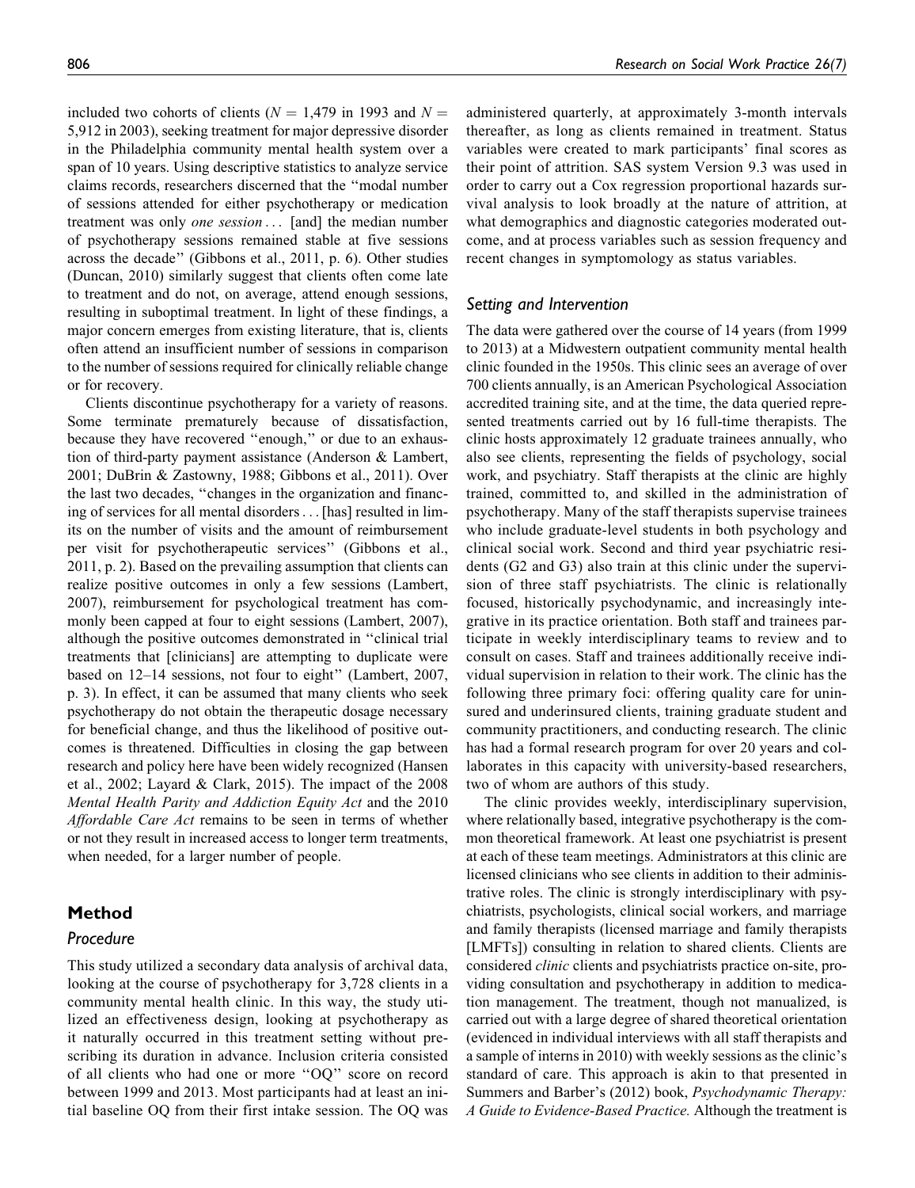included two cohorts of clients ($N = 1,479$ in 1993 and $N = 5,912$ in 2003), seeking treatment for major depressive disorder in the Philadelphia community mental health system over a span of 10 years. Using descriptive statistics to analyze service claims records, researchers discerned that the ''modal number of sessions attended for either psychotherapy or medication treatment was only *one session* . . . [and] the median number of psychotherapy sessions remained stable at five sessions across the decade'' (Gibbons et al., 2011, p. 6). Other studies (Duncan, 2010) similarly suggest that clients often come late to treatment and do not, on average, attend enough sessions, resulting in suboptimal treatment. In light of these findings, a major concern emerges from existing literature, that is, clients often attend an insufficient number of sessions in comparison to the number of sessions required for clinically reliable change or for recovery.

Clients discontinue psychotherapy for a variety of reasons. Some terminate prematurely because of dissatisfaction, because they have recovered ''enough,'' or due to an exhaustion of third-party payment assistance (Anderson & Lambert, 2001; DuBrin & Zastowny, 1988; Gibbons et al., 2011). Over the last two decades, ''changes in the organization and financing of services for all mental disorders . . . [has] resulted in limits on the number of visits and the amount of reimbursement per visit for psychotherapeutic services'' (Gibbons et al., 2011, p. 2). Based on the prevailing assumption that clients can realize positive outcomes in only a few sessions (Lambert, 2007), reimbursement for psychological treatment has commonly been capped at four to eight sessions (Lambert, 2007), although the positive outcomes demonstrated in ''clinical trial treatments that [clinicians] are attempting to duplicate were based on 12–14 sessions, not four to eight'' (Lambert, 2007, p. 3). In effect, it can be assumed that many clients who seek psychotherapy do not obtain the therapeutic dosage necessary for beneficial change, and thus the likelihood of positive outcomes is threatened. Difficulties in closing the gap between research and policy here have been widely recognized (Hansen et al., 2002; Layard & Clark, 2015). The impact of the 2008 *Mental Health Parity and Addiction Equity Act* and the 2010 *Affordable Care Act* remains to be seen in terms of whether or not they result in increased access to longer term treatments, when needed, for a larger number of people.

## Method

### Procedure

This study utilized a secondary data analysis of archival data, looking at the course of psychotherapy for 3,728 clients in a community mental health clinic. In this way, the study utilized an effectiveness design, looking at psychotherapy as it naturally occurred in this treatment setting without prescribing its duration in advance. Inclusion criteria consisted of all clients who had one or more ''OQ'' score on record between 1999 and 2013. Most participants had at least an initial baseline OQ from their first intake session. The OQ was administered quarterly, at approximately 3-month intervals thereafter, as long as clients remained in treatment. Status variables were created to mark participants' final scores as their point of attrition. SAS system Version 9.3 was used in order to carry out a Cox regression proportional hazards survival analysis to look broadly at the nature of attrition, at what demographics and diagnostic categories moderated outcome, and at process variables such as session frequency and recent changes in symptomology as status variables.

### Setting and Intervention

The data were gathered over the course of 14 years (from 1999 to 2013) at a Midwestern outpatient community mental health clinic founded in the 1950s. This clinic sees an average of over 700 clients annually, is an American Psychological Association accredited training site, and at the time, the data queried represented treatments carried out by 16 full-time therapists. The clinic hosts approximately 12 graduate trainees annually, who also see clients, representing the fields of psychology, social work, and psychiatry. Staff therapists at the clinic are highly trained, committed to, and skilled in the administration of psychotherapy. Many of the staff therapists supervise trainees who include graduate-level students in both psychology and clinical social work. Second and third year psychiatric residents (G2 and G3) also train at this clinic under the supervision of three staff psychiatrists. The clinic is relationally focused, historically psychodynamic, and increasingly integrative in its practice orientation. Both staff and trainees participate in weekly interdisciplinary teams to review and to consult on cases. Staff and trainees additionally receive individual supervision in relation to their work. The clinic has the following three primary foci: offering quality care for uninsured and underinsured clients, training graduate student and community practitioners, and conducting research. The clinic has had a formal research program for over 20 years and collaborates in this capacity with university-based researchers, two of whom are authors of this study.

The clinic provides weekly, interdisciplinary supervision, where relationally based, integrative psychotherapy is the common theoretical framework. At least one psychiatrist is present at each of these team meetings. Administrators at this clinic are licensed clinicians who see clients in addition to their administrative roles. The clinic is strongly interdisciplinary with psychiatrists, psychologists, clinical social workers, and marriage and family therapists (licensed marriage and family therapists [LMFTs]) consulting in relation to shared clients. Clients are considered *clinic* clients and psychiatrists practice on-site, providing consultation and psychotherapy in addition to medication management. The treatment, though not manualized, is carried out with a large degree of shared theoretical orientation (evidenced in individual interviews with all staff therapists and a sample of interns in 2010) with weekly sessions as the clinic's standard of care. This approach is akin to that presented in Summers and Barber's (2012) book, *Psychodynamic Therapy: A Guide to Evidence-Based Practice.* Although the treatment is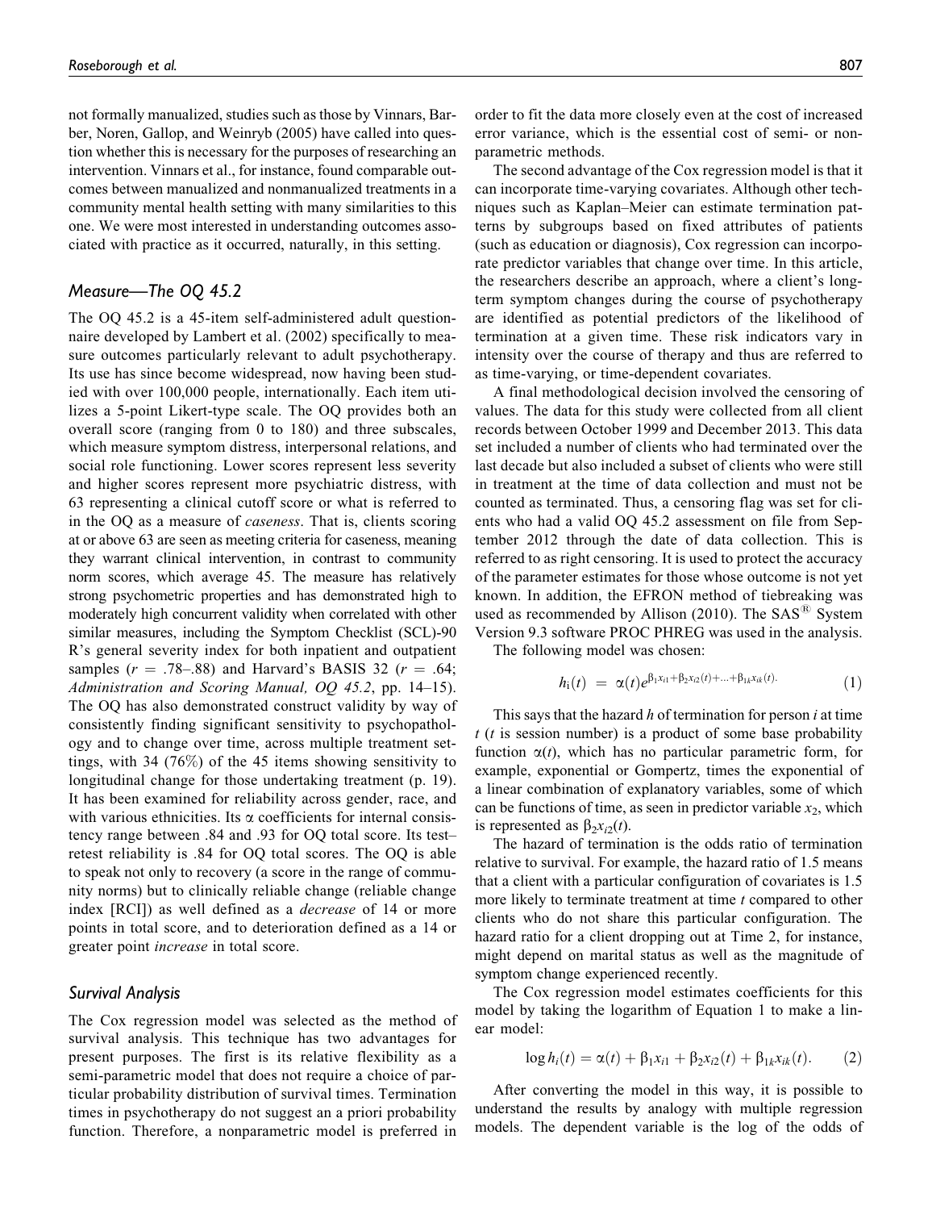not formally manualized, studies such as those by Vinnars, Barber, Noren, Gallop, and Weinryb (2005) have called into question whether this is necessary for the purposes of researching an intervention. Vinnars et al., for instance, found comparable outcomes between manualized and nonmanualized treatments in a community mental health setting with many similarities to this one. We were most interested in understanding outcomes associated with practice as it occurred, naturally, in this setting.

## *Measure—The OQ 45.2*

The OQ 45.2 is a 45-item self-administered adult questionnaire developed by Lambert et al. (2002) specifically to measure outcomes particularly relevant to adult psychotherapy. Its use has since become widespread, now having been studied with over 100,000 people, internationally. Each item utilizes a 5-point Likert-type scale. The OQ provides both an overall score (ranging from 0 to 180) and three subscales, which measure symptom distress, interpersonal relations, and social role functioning. Lower scores represent less severity and higher scores represent more psychiatric distress, with 63 representing a clinical cutoff score or what is referred to in the OQ as a measure of *caseness*. That is, clients scoring at or above 63 are seen as meeting criteria for caseness, meaning they warrant clinical intervention, in contrast to community norm scores, which average 45. The measure has relatively strong psychometric properties and has demonstrated high to moderately high concurrent validity when correlated with other similar measures, including the Symptom Checklist (SCL)-90 R's general severity index for both inpatient and outpatient samples ($r$ = .78–.88) and Harvard's BASIS 32 ($r$ = .64; *Administration and Scoring Manual, OQ 45.2*, pp. 14–15). The OQ has also demonstrated construct validity by way of consistently finding significant sensitivity to psychopathology and to change over time, across multiple treatment settings, with 34 (76%) of the 45 items showing sensitivity to longitudinal change for those undertaking treatment (p. 19). It has been examined for reliability across gender, race, and with various ethnicities. Its $\alpha$ coefficients for internal consistency range between .84 and .93 for OQ total score. Its test–retest reliability is .84 for OQ total scores. The OQ is able to speak not only to recovery (a score in the range of community norms) but to clinically reliable change (reliable change index [RCI]) as well defined as a *decrease* of 14 or more points in total score, and to deterioration defined as a 14 or greater point *increase* in total score.

## *Survival Analysis*

The Cox regression model was selected as the method of survival analysis. This technique has two advantages for present purposes. The first is its relative flexibility as a semi-parametric model that does not require a choice of particular probability distribution of survival times. Termination times in psychotherapy do not suggest an a priori probability function. Therefore, a nonparametric model is preferred in order to fit the data more closely even at the cost of increased error variance, which is the essential cost of semi- or nonparametric methods.

The second advantage of the Cox regression model is that it can incorporate time-varying covariates. Although other techniques such as Kaplan–Meier can estimate termination patterns by subgroups based on fixed attributes of patients (such as education or diagnosis), Cox regression can incorporate predictor variables that change over time. In this article, the researchers describe an approach, where a client's long-term symptom changes during the course of psychotherapy are identified as potential predictors of the likelihood of termination at a given time. These risk indicators vary in intensity over the course of therapy and thus are referred to as time-varying, or time-dependent covariates.

A final methodological decision involved the censoring of values. The data for this study were collected from all client records between October 1999 and December 2013. This data set included a number of clients who had terminated over the last decade but also included a subset of clients who were still in treatment at the time of data collection and must not be counted as terminated. Thus, a censoring flag was set for clients who had a valid OQ 45.2 assessment on file from September 2012 through the date of data collection. This is referred to as right censoring. It is used to protect the accuracy of the parameter estimates for those whose outcome is not yet known. In addition, the EFRON method of tiebreaking was used as recommended by Allison (2010). The SAS® System Version 9.3 software PROC PHREG was used in the analysis.

The following model was chosen:

$$h_i(t) = \alpha(t)e^{\beta_1 x_{i1} + \beta_2 x_{i2}(t) + \ldots + \beta_{1k} x_{ik}(t)}. \tag{1}$$

This says that the hazard $h$ of termination for person $i$ at time $t$ ($t$ is session number) is a product of some base probability function $\alpha(t)$, which has no particular parametric form, for example, exponential or Gompertz, times the exponential of a linear combination of explanatory variables, some of which can be functions of time, as seen in predictor variable $x_2$, which is represented as $\beta_2 x_{i2}(t)$.

The hazard of termination is the odds ratio of termination relative to survival. For example, the hazard ratio of 1.5 means that a client with a particular configuration of covariates is 1.5 more likely to terminate treatment at time $t$ compared to other clients who do not share this particular configuration. The hazard ratio for a client dropping out at Time 2, for instance, might depend on marital status as well as the magnitude of symptom change experienced recently.

The Cox regression model estimates coefficients for this model by taking the logarithm of Equation 1 to make a linear model:

$$\log h_i(t) = \alpha(t) + \beta_1 x_{i1} + \beta_2 x_{i2}(t) + \beta_{1k} x_{ik}(t). \tag{2}$$

After converting the model in this way, it is possible to understand the results by analogy with multiple regression models. The dependent variable is the log of the odds of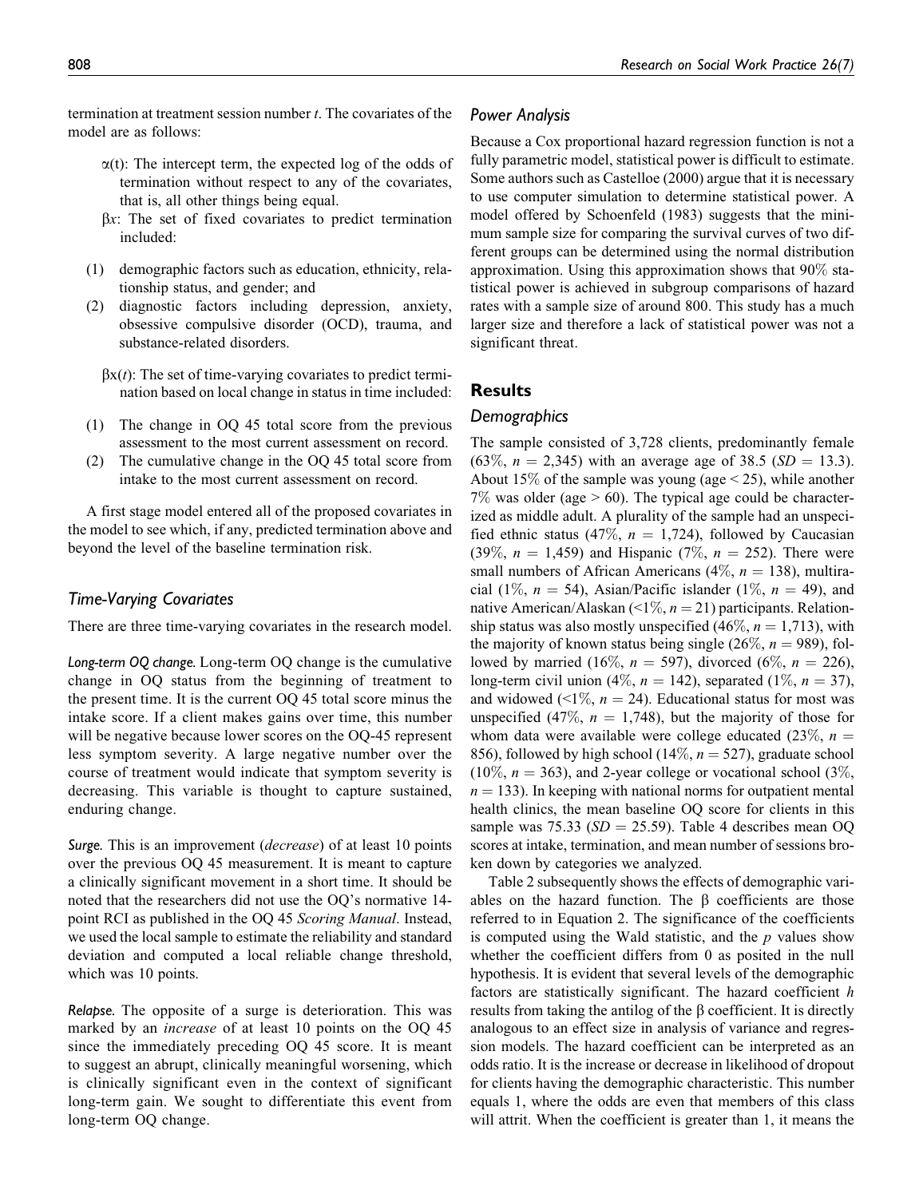termination at treatment session number $t$. The covariates of the model are as follows:

$\alpha(t)$: The intercept term, the expected log of the odds of termination without respect to any of the covariates, that is, all other things being equal.

$\beta x$: The set of fixed covariates to predict termination included:

(1) demographic factors such as education, ethnicity, relationship status, and gender; and
(2) diagnostic factors including depression, anxiety, obsessive compulsive disorder (OCD), trauma, and substance-related disorders.

$\beta x(t)$: The set of time-varying covariates to predict termination based on local change in status in time included:

(1) The change in OQ 45 total score from the previous assessment to the most current assessment on record.
(2) The cumulative change in the OQ 45 total score from intake to the most current assessment on record.

A first stage model entered all of the proposed covariates in the model to see which, if any, predicted termination above and beyond the level of the baseline termination risk.

### Time-Varying Covariates

There are three time-varying covariates in the research model.

*Long-term OQ change.* Long-term OQ change is the cumulative change in OQ status from the beginning of treatment to the present time. It is the current OQ 45 total score minus the intake score. If a client makes gains over time, this number will be negative because lower scores on the OQ-45 represent less symptom severity. A large negative number over the course of treatment would indicate that symptom severity is decreasing. This variable is thought to capture sustained, enduring change.

*Surge.* This is an improvement (*decrease*) of at least 10 points over the previous OQ 45 measurement. It is meant to capture a clinically significant movement in a short time. It should be noted that the researchers did not use the OQ's normative 14-point RCI as published in the OQ 45 *Scoring Manual*. Instead, we used the local sample to estimate the reliability and standard deviation and computed a local reliable change threshold, which was 10 points.

*Relapse.* The opposite of a surge is deterioration. This was marked by an *increase* of at least 10 points on the OQ 45 since the immediately preceding OQ 45 score. It is meant to suggest an abrupt, clinically meaningful worsening, which is clinically significant even in the context of significant long-term gain. We sought to differentiate this event from long-term OQ change.

### Power Analysis

Because a Cox proportional hazard regression function is not a fully parametric model, statistical power is difficult to estimate. Some authors such as Castelloe (2000) argue that it is necessary to use computer simulation to determine statistical power. A model offered by Schoenfeld (1983) suggests that the minimum sample size for comparing the survival curves of two different groups can be determined using the normal distribution approximation. Using this approximation shows that 90% statistical power is achieved in subgroup comparisons of hazard rates with a sample size of around 800. This study has a much larger size and therefore a lack of statistical power was not a significant threat.

## Results

### Demographics

The sample consisted of 3,728 clients, predominantly female (63%, $n = 2{,}345$) with an average age of 38.5 ($SD = 13.3$). About 15% of the sample was young (age < 25), while another 7% was older (age > 60). The typical age could be characterized as middle adult. A plurality of the sample had an unspecified ethnic status (47%, $n = 1{,}724$), followed by Caucasian (39%, $n = 1{,}459$) and Hispanic (7%, $n = 252$). There were small numbers of African Americans (4%, $n = 138$), multiracial (1%, $n = 54$), Asian/Pacific islander (1%, $n = 49$), and native American/Alaskan (<1%, $n = 21$) participants. Relationship status was also mostly unspecified (46%, $n = 1{,}713$), with the majority of known status being single (26%, $n = 989$), followed by married (16%, $n = 597$), divorced (6%, $n = 226$), long-term civil union (4%, $n = 142$), separated (1%, $n = 37$), and widowed (<1%, $n = 24$). Educational status for most was unspecified (47%, $n = 1{,}748$), but the majority of those for whom data were available were college educated (23%, $n = 856$), followed by high school (14%, $n = 527$), graduate school (10%, $n = 363$), and 2-year college or vocational school (3%, $n = 133$). In keeping with national norms for outpatient mental health clinics, the mean baseline OQ score for clients in this sample was 75.33 ($SD = 25.59$). Table 4 describes mean OQ scores at intake, termination, and mean number of sessions broken down by categories we analyzed.

Table 2 subsequently shows the effects of demographic variables on the hazard function. The $\beta$ coefficients are those referred to in Equation 2. The significance of the coefficients is computed using the Wald statistic, and the $p$ values show whether the coefficient differs from 0 as posited in the null hypothesis. It is evident that several levels of the demographic factors are statistically significant. The hazard coefficient $h$ results from taking the antilog of the $\beta$ coefficient. It is directly analogous to an effect size in analysis of variance and regression models. The hazard coefficient can be interpreted as an odds ratio. It is the increase or decrease in likelihood of dropout for clients having the demographic characteristic. This number equals 1, where the odds are even that members of this class will attrit. When the coefficient is greater than 1, it means the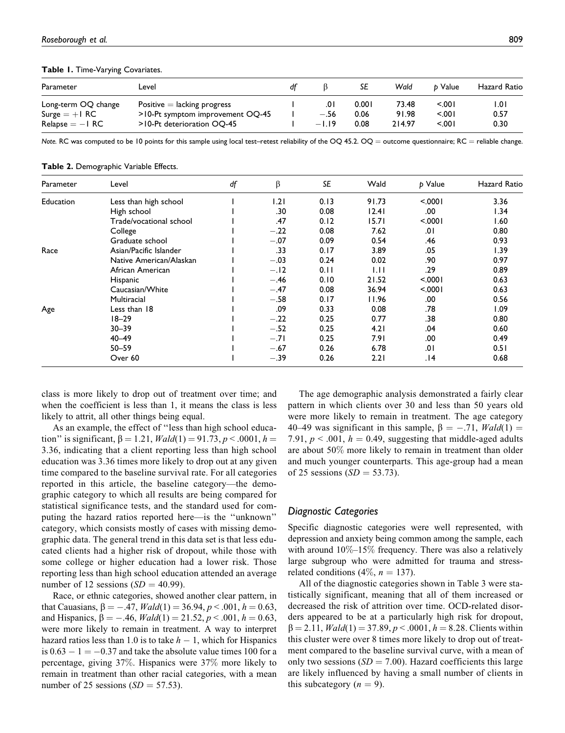**Table 1.** Time-Varying Covariates.

| Parameter | Level | df | β | SE | Wald | p Value | Hazard Ratio |
|---|---|---|---|---|---|---|---|
| Long-term OQ change | Positive = lacking progress | 1 | .01 | 0.001 | 73.48 | <.001 | 1.01 |
| Surge = +1 RC | >10-Pt symptom improvement OQ-45 | 1 | −.56 | 0.06 | 91.98 | <.001 | 0.57 |
| Relapse = −1 RC | >10-Pt deterioration OQ-45 | 1 | −1.19 | 0.08 | 214.97 | <.001 | 0.30 |

*Note.* RC was computed to be 10 points for this sample using local test–retest reliability of the OQ 45.2. OQ = outcome questionnaire; RC = reliable change.

**Table 2.** Demographic Variable Effects.

| Parameter | Level | df | β | SE | Wald | p Value | Hazard Ratio |
|---|---|---|---|---|---|---|---|
| Education | Less than high school | 1 | 1.21 | 0.13 | 91.73 | <.0001 | 3.36 |
| | High school | 1 | .30 | 0.08 | 12.41 | .00 | 1.34 |
| | Trade/vocational school | 1 | .47 | 0.12 | 15.71 | <.0001 | 1.60 |
| | College | 1 | −.22 | 0.08 | 7.62 | .01 | 0.80 |
| | Graduate school | 1 | −.07 | 0.09 | 0.54 | .46 | 0.93 |
| Race | Asian/Pacific Islander | 1 | .33 | 0.17 | 3.89 | .05 | 1.39 |
| | Native American/Alaskan | 1 | −.03 | 0.24 | 0.02 | .90 | 0.97 |
| | African American | 1 | −.12 | 0.11 | 1.11 | .29 | 0.89 |
| | Hispanic | 1 | −.46 | 0.10 | 21.52 | <.0001 | 0.63 |
| | Caucasian/White | 1 | −.47 | 0.08 | 36.94 | <.0001 | 0.63 |
| | Multiracial | 1 | −.58 | 0.17 | 11.96 | .00 | 0.56 |
| Age | Less than 18 | 1 | .09 | 0.33 | 0.08 | .78 | 1.09 |
| | 18–29 | 1 | −.22 | 0.25 | 0.77 | .38 | 0.80 |
| | 30–39 | 1 | −.52 | 0.25 | 4.21 | .04 | 0.60 |
| | 40–49 | 1 | −.71 | 0.25 | 7.91 | .00 | 0.49 |
| | 50–59 | 1 | −.67 | 0.26 | 6.78 | .01 | 0.51 |
| | Over 60 | 1 | −.39 | 0.26 | 2.21 | .14 | 0.68 |

class is more likely to drop out of treatment over time; and when the coefficient is less than 1, it means the class is less likely to attrit, all other things being equal.

As an example, the effect of ''less than high school education'' is significant, $\beta = 1.21$, $Wald(1) = 91.73$, $p < .0001$, $h = 3.36$, indicating that a client reporting less than high school education was 3.36 times more likely to drop out at any given time compared to the baseline survival rate. For all categories reported in this article, the baseline category—the demographic category to which all results are being compared for statistical significance tests, and the standard used for computing the hazard ratios reported here—is the ''unknown'' category, which consists mostly of cases with missing demographic data. The general trend in this data set is that less educated clients had a higher risk of dropout, while those with some college or higher education had a lower risk. Those reporting less than high school education attended an average number of 12 sessions ($SD = 40.99$).

Race, or ethnic categories, showed another clear pattern, in that Causasians, $\beta = -.47$, $Wald(1) = 36.94$, $p < .001$, $h = 0.63$, and Hispanics, $\beta = -.46$, $Wald(1) = 21.52$, $p < .001$, $h = 0.63$, were more likely to remain in treatment. A way to interpret hazard ratios less than 1.0 is to take $h - 1$, which for Hispanics is $0.63 - 1 = -0.37$ and take the absolute value times 100 for a percentage, giving 37%. Hispanics were 37% more likely to remain in treatment than other racial categories, with a mean number of 25 sessions ($SD = 57.53$).

The age demographic analysis demonstrated a fairly clear pattern in which clients over 30 and less than 50 years old were more likely to remain in treatment. The age category 40–49 was significant in this sample, $\beta = -.71$, $Wald(1) = 7.91$, $p < .001$, $h = 0.49$, suggesting that middle-aged adults are about 50% more likely to remain in treatment than older and much younger counterparts. This age-group had a mean of 25 sessions ($SD = 53.73$).

## Diagnostic Categories

Specific diagnostic categories were well represented, with depression and anxiety being common among the sample, each with around 10%–15% frequency. There was also a relatively large subgroup who were admitted for trauma and stress-related conditions (4%, $n = 137$).

All of the diagnostic categories shown in Table 3 were statistically significant, meaning that all of them increased or decreased the risk of attrition over time. OCD-related disorders appeared to be at a particularly high risk for dropout, $\beta = 2.11$, $Wald(1) = 37.89$, $p < .0001$, $h = 8.28$. Clients within this cluster were over 8 times more likely to drop out of treatment compared to the baseline survival curve, with a mean of only two sessions ($SD = 7.00$). Hazard coefficients this large are likely influenced by having a small number of clients in this subcategory ($n = 9$).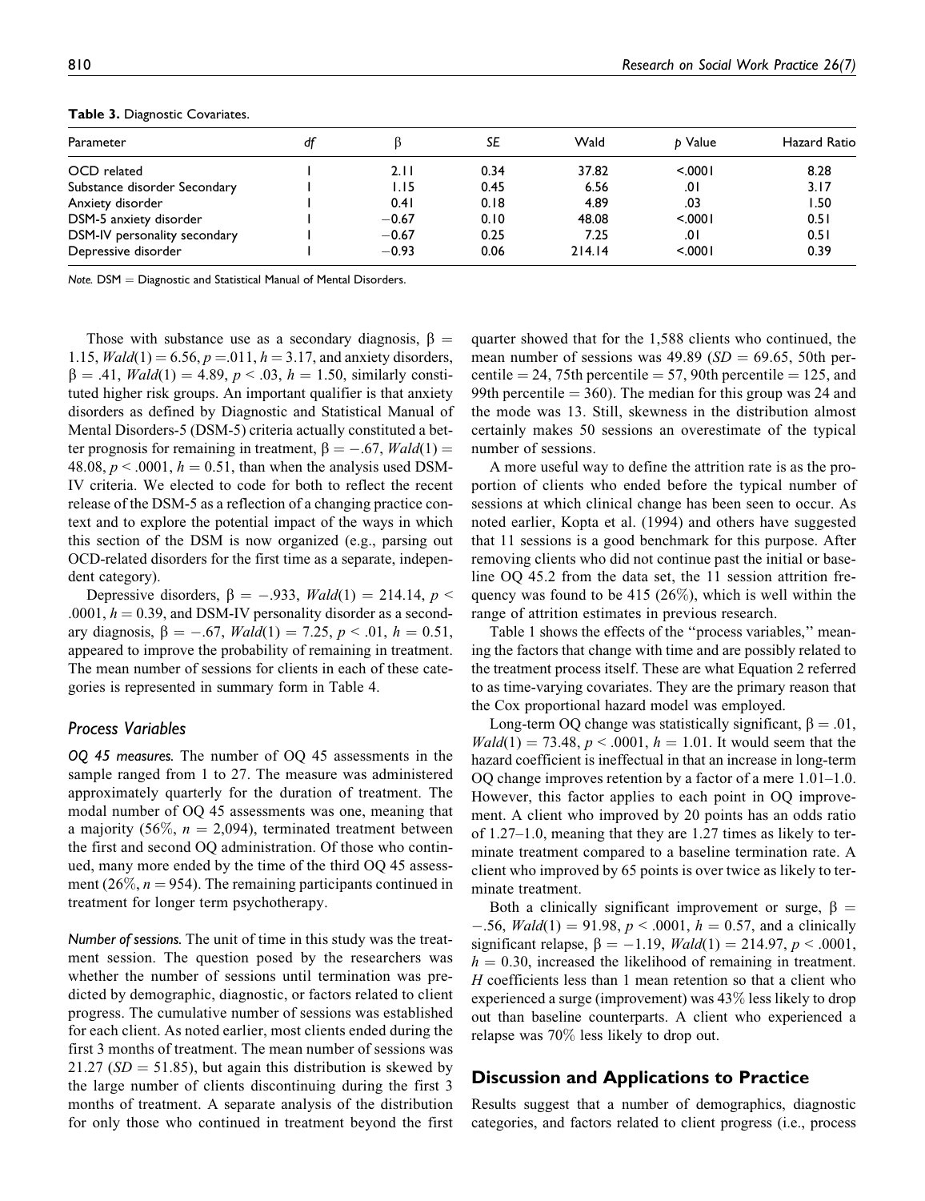**Table 3.** Diagnostic Covariates.

| Parameter | df | β | SE | Wald | p Value | Hazard Ratio |
|---|---|---|---|---|---|---|
| OCD related | 1 | 2.11 | 0.34 | 37.82 | <.0001 | 8.28 |
| Substance disorder Secondary | 1 | 1.15 | 0.45 | 6.56 | .01 | 3.17 |
| Anxiety disorder | 1 | 0.41 | 0.18 | 4.89 | .03 | 1.50 |
| DSM-5 anxiety disorder | 1 | −0.67 | 0.10 | 48.08 | <.0001 | 0.51 |
| DSM-IV personality secondary | 1 | −0.67 | 0.25 | 7.25 | .01 | 0.51 |
| Depressive disorder | 1 | −0.93 | 0.06 | 214.14 | <.0001 | 0.39 |

*Note.* DSM = Diagnostic and Statistical Manual of Mental Disorders.

Those with substance use as a secondary diagnosis, $\beta = 1.15$, $Wald(1) = 6.56$, $p = .011$, $h = 3.17$, and anxiety disorders, $\beta = .41$, $Wald(1) = 4.89$, $p < .03$, $h = 1.50$, similarly constituted higher risk groups. An important qualifier is that anxiety disorders as defined by Diagnostic and Statistical Manual of Mental Disorders-5 (DSM-5) criteria actually constituted a better prognosis for remaining in treatment, $\beta = -.67$, $Wald(1) = 48.08$, $p < .0001$, $h = 0.51$, than when the analysis used DSM-IV criteria. We elected to code for both to reflect the recent release of the DSM-5 as a reflection of a changing practice context and to explore the potential impact of the ways in which this section of the DSM is now organized (e.g., parsing out OCD-related disorders for the first time as a separate, independent category).

Depressive disorders, $\beta = -.933$, $Wald(1) = 214.14$, $p < .0001$, $h = 0.39$, and DSM-IV personality disorder as a secondary diagnosis, $\beta = -.67$, $Wald(1) = 7.25$, $p < .01$, $h = 0.51$, appeared to improve the probability of remaining in treatment. The mean number of sessions for clients in each of these categories is represented in summary form in Table 4.

### Process Variables

*OQ 45 measures.* The number of OQ 45 assessments in the sample ranged from 1 to 27. The measure was administered approximately quarterly for the duration of treatment. The modal number of OQ 45 assessments was one, meaning that a majority (56%, $n = 2{,}094$), terminated treatment between the first and second OQ administration. Of those who continued, many more ended by the time of the third OQ 45 assessment (26%, $n = 954$). The remaining participants continued in treatment for longer term psychotherapy.

*Number of sessions.* The unit of time in this study was the treatment session. The question posed by the researchers was whether the number of sessions until termination was predicted by demographic, diagnostic, or factors related to client progress. The cumulative number of sessions was established for each client. As noted earlier, most clients ended during the first 3 months of treatment. The mean number of sessions was 21.27 ($SD = 51.85$), but again this distribution is skewed by the large number of clients discontinuing during the first 3 months of treatment. A separate analysis of the distribution for only those who continued in treatment beyond the first quarter showed that for the 1,588 clients who continued, the mean number of sessions was 49.89 ($SD = 69.65$, 50th percentile = 24, 75th percentile = 57, 90th percentile = 125, and 99th percentile = 360). The median for this group was 24 and the mode was 13. Still, skewness in the distribution almost certainly makes 50 sessions an overestimate of the typical number of sessions.

A more useful way to define the attrition rate is as the proportion of clients who ended before the typical number of sessions at which clinical change has been seen to occur. As noted earlier, Kopta et al. (1994) and others have suggested that 11 sessions is a good benchmark for this purpose. After removing clients who did not continue past the initial or baseline OQ 45.2 from the data set, the 11 session attrition frequency was found to be 415 (26%), which is well within the range of attrition estimates in previous research.

Table 1 shows the effects of the "process variables," meaning the factors that change with time and are possibly related to the treatment process itself. These are what Equation 2 referred to as time-varying covariates. They are the primary reason that the Cox proportional hazard model was employed.

Long-term OQ change was statistically significant, $\beta = .01$, $Wald(1) = 73.48$, $p < .0001$, $h = 1.01$. It would seem that the hazard coefficient is ineffectual in that an increase in long-term OQ change improves retention by a factor of a mere 1.01–1.0. However, this factor applies to each point in OQ improvement. A client who improved by 20 points has an odds ratio of 1.27–1.0, meaning that they are 1.27 times as likely to terminate treatment compared to a baseline termination rate. A client who improved by 65 points is over twice as likely to terminate treatment.

Both a clinically significant improvement or surge, $\beta = -.56$, $Wald(1) = 91.98$, $p < .0001$, $h = 0.57$, and a clinically significant relapse, $\beta = -1.19$, $Wald(1) = 214.97$, $p < .0001$, $h = 0.30$, increased the likelihood of remaining in treatment. $H$ coefficients less than 1 mean retention so that a client who experienced a surge (improvement) was 43% less likely to drop out than baseline counterparts. A client who experienced a relapse was 70% less likely to drop out.

## Discussion and Applications to Practice

Results suggest that a number of demographics, diagnostic categories, and factors related to client progress (i.e., process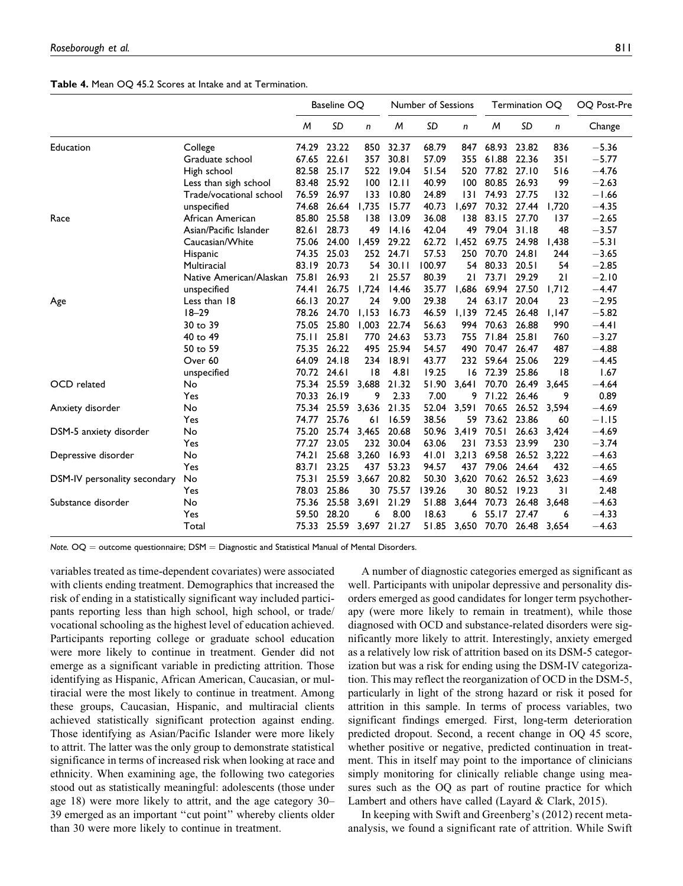**Table 4.** Mean OQ 45.2 Scores at Intake and at Termination.

| | | Baseline OQ | | | Number of Sessions | | | Termination OQ | | | OQ Post-Pre |
|---|---|---|---|---|---|---|---|---|---|---|---|
| | | *M* | *SD* | *n* | *M* | *SD* | *n* | *M* | *SD* | *n* | Change |
| Education | College | 74.29 | 23.22 | 850 | 32.37 | 68.79 | 847 | 68.93 | 23.82 | 836 | −5.36 |
| | Graduate school | 67.65 | 22.61 | 357 | 30.81 | 57.09 | 355 | 61.88 | 22.36 | 351 | −5.77 |
| | High school | 82.58 | 25.17 | 522 | 19.04 | 51.54 | 520 | 77.82 | 27.10 | 516 | −4.76 |
| | Less than sigh school | 83.48 | 25.92 | 100 | 12.11 | 40.99 | 100 | 80.85 | 26.93 | 99 | −2.63 |
| | Trade/vocational school | 76.59 | 26.97 | 133 | 10.80 | 24.89 | 131 | 74.93 | 27.75 | 132 | −1.66 |
| | unspecified | 74.68 | 26.64 | 1,735 | 15.77 | 40.73 | 1,697 | 70.32 | 27.44 | 1,720 | −4.35 |
| Race | African American | 85.80 | 25.58 | 138 | 13.09 | 36.08 | 138 | 83.15 | 27.70 | 137 | −2.65 |
| | Asian/Pacific Islander | 82.61 | 28.73 | 49 | 14.16 | 42.04 | 49 | 79.04 | 31.18 | 48 | −3.57 |
| | Caucasian/White | 75.06 | 24.00 | 1,459 | 29.22 | 62.72 | 1,452 | 69.75 | 24.98 | 1,438 | −5.31 |
| | Hispanic | 74.35 | 25.03 | 252 | 24.71 | 57.53 | 250 | 70.70 | 24.81 | 244 | −3.65 |
| | Multiracial | 83.19 | 20.73 | 54 | 30.11 | 100.97 | 54 | 80.33 | 20.51 | 54 | −2.85 |
| | Native American/Alaskan | 75.81 | 26.93 | 21 | 25.57 | 80.39 | 21 | 73.71 | 29.29 | 21 | −2.10 |
| | unspecified | 74.41 | 26.75 | 1,724 | 14.46 | 35.77 | 1,686 | 69.94 | 27.50 | 1,712 | −4.47 |
| Age | Less than 18 | 66.13 | 20.27 | 24 | 9.00 | 29.38 | 24 | 63.17 | 20.04 | 23 | −2.95 |
| | 18–29 | 78.26 | 24.70 | 1,153 | 16.73 | 46.59 | 1,139 | 72.45 | 26.48 | 1,147 | −5.82 |
| | 30 to 39 | 75.05 | 25.80 | 1,003 | 22.74 | 56.63 | 994 | 70.63 | 26.88 | 990 | −4.41 |
| | 40 to 49 | 75.11 | 25.81 | 770 | 24.63 | 53.73 | 755 | 71.84 | 25.81 | 760 | −3.27 |
| | 50 to 59 | 75.35 | 26.22 | 495 | 25.94 | 54.57 | 490 | 70.47 | 26.47 | 487 | −4.88 |
| | Over 60 | 64.09 | 24.18 | 234 | 18.91 | 43.77 | 232 | 59.64 | 25.06 | 229 | −4.45 |
| | unspecified | 70.72 | 24.61 | 18 | 4.81 | 19.25 | 16 | 72.39 | 25.86 | 18 | 1.67 |
| OCD related | No | 75.34 | 25.59 | 3,688 | 21.32 | 51.90 | 3,641 | 70.70 | 26.49 | 3,645 | −4.64 |
| | Yes | 70.33 | 26.19 | 9 | 2.33 | 7.00 | 9 | 71.22 | 26.46 | 9 | 0.89 |
| Anxiety disorder | No | 75.34 | 25.59 | 3,636 | 21.35 | 52.04 | 3,591 | 70.65 | 26.52 | 3,594 | −4.69 |
| | Yes | 74.77 | 25.76 | 61 | 16.59 | 38.56 | 59 | 73.62 | 23.86 | 60 | −1.15 |
| DSM-5 anxiety disorder | No | 75.20 | 25.74 | 3,465 | 20.68 | 50.96 | 3,419 | 70.51 | 26.63 | 3,424 | −4.69 |
| | Yes | 77.27 | 23.05 | 232 | 30.04 | 63.06 | 231 | 73.53 | 23.99 | 230 | −3.74 |
| Depressive disorder | No | 74.21 | 25.68 | 3,260 | 16.93 | 41.01 | 3,213 | 69.58 | 26.52 | 3,222 | −4.63 |
| | Yes | 83.71 | 23.25 | 437 | 53.23 | 94.57 | 437 | 79.06 | 24.64 | 432 | −4.65 |
| DSM-IV personality secondary | No | 75.31 | 25.59 | 3,667 | 20.82 | 50.30 | 3,620 | 70.62 | 26.52 | 3,623 | −4.69 |
| | Yes | 78.03 | 25.86 | 30 | 75.57 | 139.26 | 30 | 80.52 | 19.23 | 31 | 2.48 |
| Substance disorder | No | 75.36 | 25.58 | 3,691 | 21.29 | 51.88 | 3,644 | 70.73 | 26.48 | 3,648 | −4.63 |
| | Yes | 59.50 | 28.20 | 6 | 8.00 | 18.63 | 6 | 55.17 | 27.47 | 6 | −4.33 |
| | Total | 75.33 | 25.59 | 3,697 | 21.27 | 51.85 | 3,650 | 70.70 | 26.48 | 3,654 | −4.63 |

*Note.* OQ = outcome questionnaire; DSM = Diagnostic and Statistical Manual of Mental Disorders.

variables treated as time-dependent covariates) were associated with clients ending treatment. Demographics that increased the risk of ending in a statistically significant way included participants reporting less than high school, high school, or trade/vocational schooling as the highest level of education achieved. Participants reporting college or graduate school education were more likely to continue in treatment. Gender did not emerge as a significant variable in predicting attrition. Those identifying as Hispanic, African American, Caucasian, or multiracial were the most likely to continue in treatment. Among these groups, Caucasian, Hispanic, and multiracial clients achieved statistically significant protection against ending. Those identifying as Asian/Pacific Islander were more likely to attrit. The latter was the only group to demonstrate statistical significance in terms of increased risk when looking at race and ethnicity. When examining age, the following two categories stood out as statistically meaningful: adolescents (those under age 18) were more likely to attrit, and the age category 30–39 emerged as an important "cut point" whereby clients older than 30 were more likely to continue in treatment.

A number of diagnostic categories emerged as significant as well. Participants with unipolar depressive and personality disorders emerged as good candidates for longer term psychotherapy (were more likely to remain in treatment), while those diagnosed with OCD and substance-related disorders were significantly more likely to attrit. Interestingly, anxiety emerged as a relatively low risk of attrition based on its DSM-5 categorization but was a risk for ending using the DSM-IV categorization. This may reflect the reorganization of OCD in the DSM-5, particularly in light of the strong hazard or risk it posed for attrition in this sample. In terms of process variables, two significant findings emerged. First, long-term deterioration predicted dropout. Second, a recent change in OQ 45 score, whether positive or negative, predicted continuation in treatment. This in itself may point to the importance of clinicians simply monitoring for clinically reliable change using measures such as the OQ as part of routine practice for which Lambert and others have called (Layard & Clark, 2015).

In keeping with Swift and Greenberg's (2012) recent meta-analysis, we found a significant rate of attrition. While Swift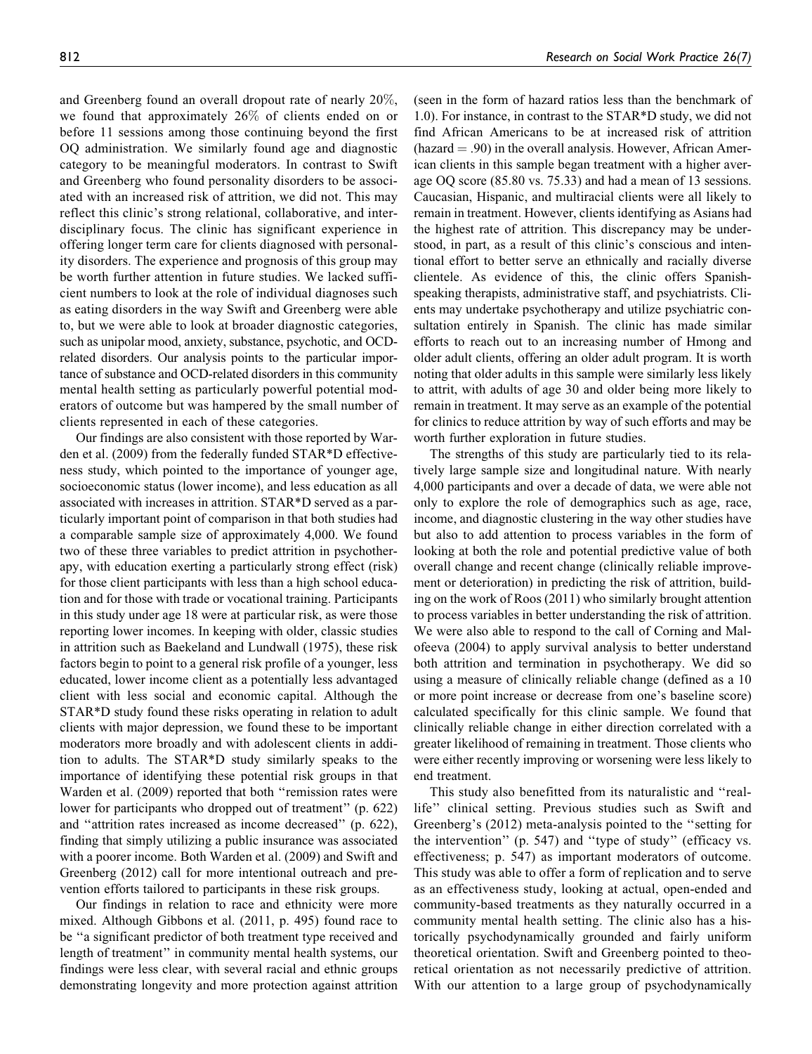and Greenberg found an overall dropout rate of nearly 20%, we found that approximately 26% of clients ended on or before 11 sessions among those continuing beyond the first OQ administration. We similarly found age and diagnostic category to be meaningful moderators. In contrast to Swift and Greenberg who found personality disorders to be associated with an increased risk of attrition, we did not. This may reflect this clinic's strong relational, collaborative, and interdisciplinary focus. The clinic has significant experience in offering longer term care for clients diagnosed with personality disorders. The experience and prognosis of this group may be worth further attention in future studies. We lacked sufficient numbers to look at the role of individual diagnoses such as eating disorders in the way Swift and Greenberg were able to, but we were able to look at broader diagnostic categories, such as unipolar mood, anxiety, substance, psychotic, and OCD-related disorders. Our analysis points to the particular importance of substance and OCD-related disorders in this community mental health setting as particularly powerful potential moderators of outcome but was hampered by the small number of clients represented in each of these categories.

Our findings are also consistent with those reported by Warden et al. (2009) from the federally funded STAR*D effectiveness study, which pointed to the importance of younger age, socioeconomic status (lower income), and less education as all associated with increases in attrition. STAR*D served as a particularly important point of comparison in that both studies had a comparable sample size of approximately 4,000. We found two of these three variables to predict attrition in psychotherapy, with education exerting a particularly strong effect (risk) for those client participants with less than a high school education and for those with trade or vocational training. Participants in this study under age 18 were at particular risk, as were those reporting lower incomes. In keeping with older, classic studies in attrition such as Baekeland and Lundwall (1975), these risk factors begin to point to a general risk profile of a younger, less educated, lower income client as a potentially less advantaged client with less social and economic capital. Although the STAR*D study found these risks operating in relation to adult clients with major depression, we found these to be important moderators more broadly and with adolescent clients in addition to adults. The STAR*D study similarly speaks to the importance of identifying these potential risk groups in that Warden et al. (2009) reported that both "remission rates were lower for participants who dropped out of treatment" (p. 622) and "attrition rates increased as income decreased" (p. 622), finding that simply utilizing a public insurance was associated with a poorer income. Both Warden et al. (2009) and Swift and Greenberg (2012) call for more intentional outreach and prevention efforts tailored to participants in these risk groups.

Our findings in relation to race and ethnicity were more mixed. Although Gibbons et al. (2011, p. 495) found race to be "a significant predictor of both treatment type received and length of treatment" in community mental health systems, our findings were less clear, with several racial and ethnic groups demonstrating longevity and more protection against attrition (seen in the form of hazard ratios less than the benchmark of 1.0). For instance, in contrast to the STAR*D study, we did not find African Americans to be at increased risk of attrition (hazard = .90) in the overall analysis. However, African American clients in this sample began treatment with a higher average OQ score (85.80 vs. 75.33) and had a mean of 13 sessions. Caucasian, Hispanic, and multiracial clients were all likely to remain in treatment. However, clients identifying as Asians had the highest rate of attrition. This discrepancy may be understood, in part, as a result of this clinic's conscious and intentional effort to better serve an ethnically and racially diverse clientele. As evidence of this, the clinic offers Spanish-speaking therapists, administrative staff, and psychiatrists. Clients may undertake psychotherapy and utilize psychiatric consultation entirely in Spanish. The clinic has made similar efforts to reach out to an increasing number of Hmong and older adult clients, offering an older adult program. It is worth noting that older adults in this sample were similarly less likely to attrit, with adults of age 30 and older being more likely to remain in treatment. It may serve as an example of the potential for clinics to reduce attrition by way of such efforts and may be worth further exploration in future studies.

The strengths of this study are particularly tied to its relatively large sample size and longitudinal nature. With nearly 4,000 participants and over a decade of data, we were able not only to explore the role of demographics such as age, race, income, and diagnostic clustering in the way other studies have but also to add attention to process variables in the form of looking at both the role and potential predictive value of both overall change and recent change (clinically reliable improvement or deterioration) in predicting the risk of attrition, building on the work of Roos (2011) who similarly brought attention to process variables in better understanding the risk of attrition. We were also able to respond to the call of Corning and Malofeeva (2004) to apply survival analysis to better understand both attrition and termination in psychotherapy. We did so using a measure of clinically reliable change (defined as a 10 or more point increase or decrease from one's baseline score) calculated specifically for this clinic sample. We found that clinically reliable change in either direction correlated with a greater likelihood of remaining in treatment. Those clients who were either recently improving or worsening were less likely to end treatment.

This study also benefitted from its naturalistic and "real-life" clinical setting. Previous studies such as Swift and Greenberg's (2012) meta-analysis pointed to the "setting for the intervention" (p. 547) and "type of study" (efficacy vs. effectiveness; p. 547) as important moderators of outcome. This study was able to offer a form of replication and to serve as an effectiveness study, looking at actual, open-ended and community-based treatments as they naturally occurred in a community mental health setting. The clinic also has a historically psychodynamically grounded and fairly uniform theoretical orientation. Swift and Greenberg pointed to theoretical orientation as not necessarily predictive of attrition. With our attention to a large group of psychodynamically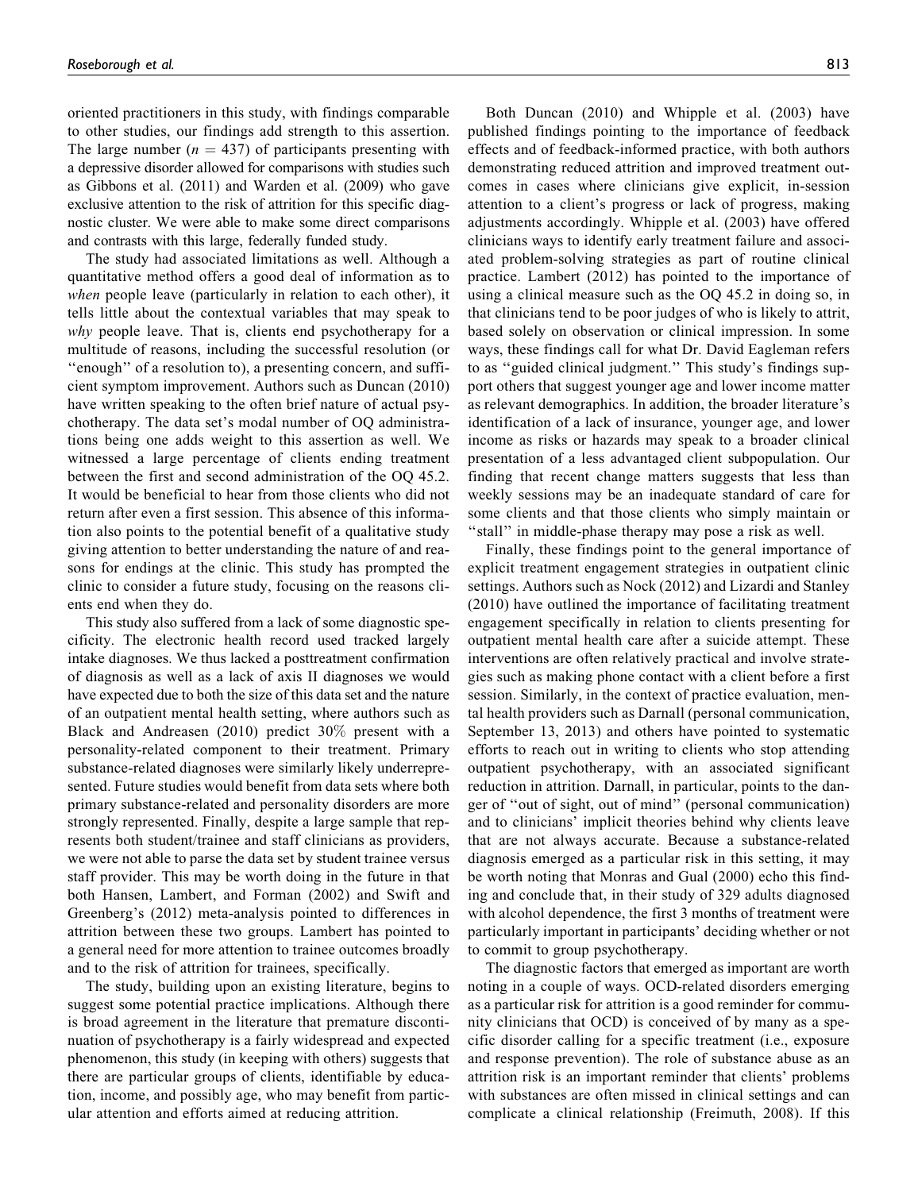oriented practitioners in this study, with findings comparable to other studies, our findings add strength to this assertion. The large number ($n = 437$) of participants presenting with a depressive disorder allowed for comparisons with studies such as Gibbons et al. (2011) and Warden et al. (2009) who gave exclusive attention to the risk of attrition for this specific diagnostic cluster. We were able to make some direct comparisons and contrasts with this large, federally funded study.

The study had associated limitations as well. Although a quantitative method offers a good deal of information as to *when* people leave (particularly in relation to each other), it tells little about the contextual variables that may speak to *why* people leave. That is, clients end psychotherapy for a multitude of reasons, including the successful resolution (or ''enough'' of a resolution to), a presenting concern, and sufficient symptom improvement. Authors such as Duncan (2010) have written speaking to the often brief nature of actual psychotherapy. The data set's modal number of OQ administrations being one adds weight to this assertion as well. We witnessed a large percentage of clients ending treatment between the first and second administration of the OQ 45.2. It would be beneficial to hear from those clients who did not return after even a first session. This absence of this information also points to the potential benefit of a qualitative study giving attention to better understanding the nature of and reasons for endings at the clinic. This study has prompted the clinic to consider a future study, focusing on the reasons clients end when they do.

This study also suffered from a lack of some diagnostic specificity. The electronic health record used tracked largely intake diagnoses. We thus lacked a posttreatment confirmation of diagnosis as well as a lack of axis II diagnoses we would have expected due to both the size of this data set and the nature of an outpatient mental health setting, where authors such as Black and Andreasen (2010) predict 30% present with a personality-related component to their treatment. Primary substance-related diagnoses were similarly likely underrepresented. Future studies would benefit from data sets where both primary substance-related and personality disorders are more strongly represented. Finally, despite a large sample that represents both student/trainee and staff clinicians as providers, we were not able to parse the data set by student trainee versus staff provider. This may be worth doing in the future in that both Hansen, Lambert, and Forman (2002) and Swift and Greenberg's (2012) meta-analysis pointed to differences in attrition between these two groups. Lambert has pointed to a general need for more attention to trainee outcomes broadly and to the risk of attrition for trainees, specifically.

The study, building upon an existing literature, begins to suggest some potential practice implications. Although there is broad agreement in the literature that premature discontinuation of psychotherapy is a fairly widespread and expected phenomenon, this study (in keeping with others) suggests that there are particular groups of clients, identifiable by education, income, and possibly age, who may benefit from particular attention and efforts aimed at reducing attrition.

Both Duncan (2010) and Whipple et al. (2003) have published findings pointing to the importance of feedback effects and of feedback-informed practice, with both authors demonstrating reduced attrition and improved treatment outcomes in cases where clinicians give explicit, in-session attention to a client's progress or lack of progress, making adjustments accordingly. Whipple et al. (2003) have offered clinicians ways to identify early treatment failure and associated problem-solving strategies as part of routine clinical practice. Lambert (2012) has pointed to the importance of using a clinical measure such as the OQ 45.2 in doing so, in that clinicians tend to be poor judges of who is likely to attrit, based solely on observation or clinical impression. In some ways, these findings call for what Dr. David Eagleman refers to as ''guided clinical judgment.'' This study's findings support others that suggest younger age and lower income matter as relevant demographics. In addition, the broader literature's identification of a lack of insurance, younger age, and lower income as risks or hazards may speak to a broader clinical presentation of a less advantaged client subpopulation. Our finding that recent change matters suggests that less than weekly sessions may be an inadequate standard of care for some clients and that those clients who simply maintain or ''stall'' in middle-phase therapy may pose a risk as well.

Finally, these findings point to the general importance of explicit treatment engagement strategies in outpatient clinic settings. Authors such as Nock (2012) and Lizardi and Stanley (2010) have outlined the importance of facilitating treatment engagement specifically in relation to clients presenting for outpatient mental health care after a suicide attempt. These interventions are often relatively practical and involve strategies such as making phone contact with a client before a first session. Similarly, in the context of practice evaluation, mental health providers such as Darnall (personal communication, September 13, 2013) and others have pointed to systematic efforts to reach out in writing to clients who stop attending outpatient psychotherapy, with an associated significant reduction in attrition. Darnall, in particular, points to the danger of ''out of sight, out of mind'' (personal communication) and to clinicians' implicit theories behind why clients leave that are not always accurate. Because a substance-related diagnosis emerged as a particular risk in this setting, it may be worth noting that Monras and Gual (2000) echo this finding and conclude that, in their study of 329 adults diagnosed with alcohol dependence, the first 3 months of treatment were particularly important in participants' deciding whether or not to commit to group psychotherapy.

The diagnostic factors that emerged as important are worth noting in a couple of ways. OCD-related disorders emerging as a particular risk for attrition is a good reminder for community clinicians that OCD) is conceived of by many as a specific disorder calling for a specific treatment (i.e., exposure and response prevention). The role of substance abuse as an attrition risk is an important reminder that clients' problems with substances are often missed in clinical settings and can complicate a clinical relationship (Freimuth, 2008). If this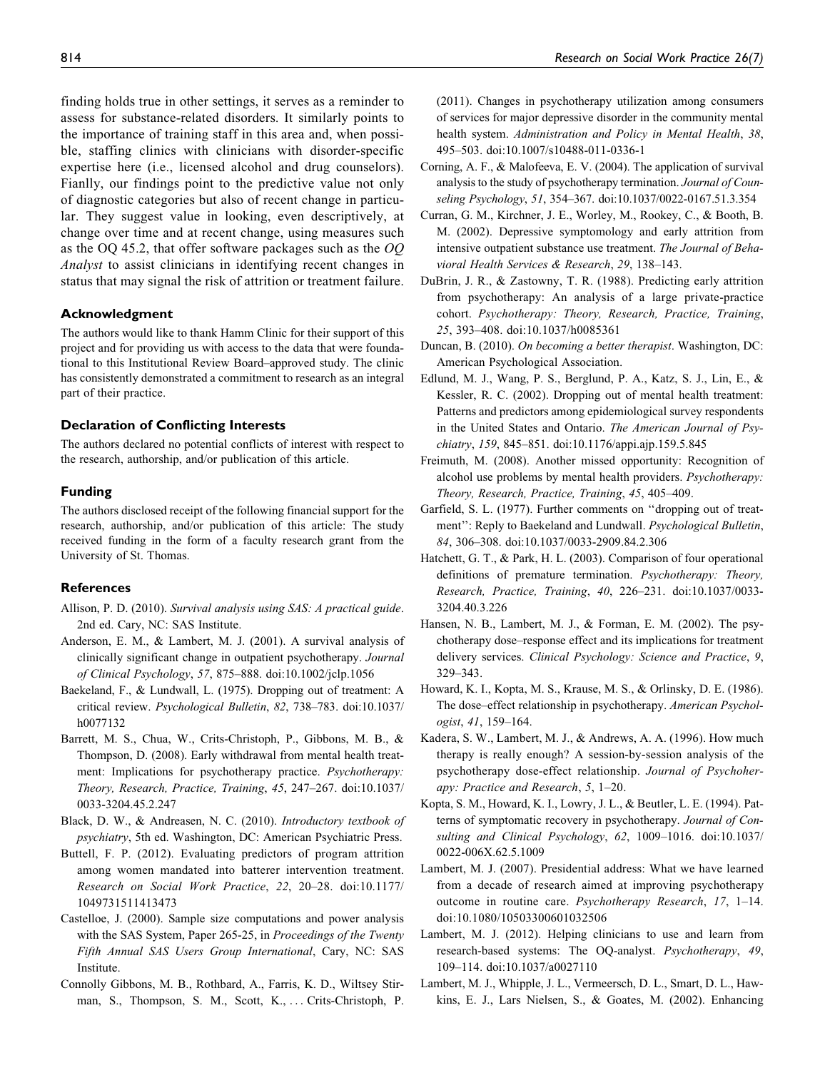finding holds true in other settings, it serves as a reminder to assess for substance-related disorders. It similarly points to the importance of training staff in this area and, when possible, staffing clinics with clinicians with disorder-specific expertise here (i.e., licensed alcohol and drug counselors). Fianlly, our findings point to the predictive value not only of diagnostic categories but also of recent change in particular. They suggest value in looking, even descriptively, at change over time and at recent change, using measures such as the OQ 45.2, that offer software packages such as the *OQ Analyst* to assist clinicians in identifying recent changes in status that may signal the risk of attrition or treatment failure.

## Acknowledgment

The authors would like to thank Hamm Clinic for their support of this project and for providing us with access to the data that were foundational to this Institutional Review Board–approved study. The clinic has consistently demonstrated a commitment to research as an integral part of their practice.

## Declaration of Conflicting Interests

The authors declared no potential conflicts of interest with respect to the research, authorship, and/or publication of this article.

## Funding

The authors disclosed receipt of the following financial support for the research, authorship, and/or publication of this article: The study received funding in the form of a faculty research grant from the University of St. Thomas.

## References

Allison, P. D. (2010). *Survival analysis using SAS: A practical guide*. 2nd ed. Cary, NC: SAS Institute.

Anderson, E. M., & Lambert, M. J. (2001). A survival analysis of clinically significant change in outpatient psychotherapy. *Journal of Clinical Psychology*, *57*, 875–888. doi:10.1002/jclp.1056

Baekeland, F., & Lundwall, L. (1975). Dropping out of treatment: A critical review. *Psychological Bulletin*, *82*, 738–783. doi:10.1037/h0077132

Barrett, M. S., Chua, W., Crits-Christoph, P., Gibbons, M. B., & Thompson, D. (2008). Early withdrawal from mental health treatment: Implications for psychotherapy practice. *Psychotherapy: Theory, Research, Practice, Training*, *45*, 247–267. doi:10.1037/0033-3204.45.2.247

Black, D. W., & Andreasen, N. C. (2010). *Introductory textbook of psychiatry*, 5th ed. Washington, DC: American Psychiatric Press.

Buttell, F. P. (2012). Evaluating predictors of program attrition among women mandated into batterer intervention treatment. *Research on Social Work Practice*, *22*, 20–28. doi:10.1177/1049731511413473

Castelloe, J. (2000). Sample size computations and power analysis with the SAS System, Paper 265-25, in *Proceedings of the Twenty Fifth Annual SAS Users Group International*, Cary, NC: SAS Institute.

Connolly Gibbons, M. B., Rothbard, A., Farris, K. D., Wiltsey Stirman, S., Thompson, S. M., Scott, K., ... Crits-Christoph, P. (2011). Changes in psychotherapy utilization among consumers of services for major depressive disorder in the community mental health system. *Administration and Policy in Mental Health*, *38*, 495–503. doi:10.1007/s10488-011-0336-1

Corning, A. F., & Malofeeva, E. V. (2004). The application of survival analysis to the study of psychotherapy termination. *Journal of Counseling Psychology*, *51*, 354–367. doi:10.1037/0022-0167.51.3.354

Curran, G. M., Kirchner, J. E., Worley, M., Rookey, C., & Booth, B. M. (2002). Depressive symptomology and early attrition from intensive outpatient substance use treatment. *The Journal of Behavioral Health Services & Research*, *29*, 138–143.

DuBrin, J. R., & Zastowny, T. R. (1988). Predicting early attrition from psychotherapy: An analysis of a large private-practice cohort. *Psychotherapy: Theory, Research, Practice, Training*, *25*, 393–408. doi:10.1037/h0085361

Duncan, B. (2010). *On becoming a better therapist*. Washington, DC: American Psychological Association.

Edlund, M. J., Wang, P. S., Berglund, P. A., Katz, S. J., Lin, E., & Kessler, R. C. (2002). Dropping out of mental health treatment: Patterns and predictors among epidemiological survey respondents in the United States and Ontario. *The American Journal of Psychiatry*, *159*, 845–851. doi:10.1176/appi.ajp.159.5.845

Freimuth, M. (2008). Another missed opportunity: Recognition of alcohol use problems by mental health providers. *Psychotherapy: Theory, Research, Practice, Training*, *45*, 405–409.

Garfield, S. L. (1977). Further comments on ''dropping out of treatment'': Reply to Baekeland and Lundwall. *Psychological Bulletin*, *84*, 306–308. doi:10.1037/0033-2909.84.2.306

Hatchett, G. T., & Park, H. L. (2003). Comparison of four operational definitions of premature termination. *Psychotherapy: Theory, Research, Practice, Training*, *40*, 226–231. doi:10.1037/0033-3204.40.3.226

Hansen, N. B., Lambert, M. J., & Forman, E. M. (2002). The psychotherapy dose–response effect and its implications for treatment delivery services. *Clinical Psychology: Science and Practice*, *9*, 329–343.

Howard, K. I., Kopta, M. S., Krause, M. S., & Orlinsky, D. E. (1986). The dose–effect relationship in psychotherapy. *American Psychologist*, *41*, 159–164.

Kadera, S. W., Lambert, M. J., & Andrews, A. A. (1996). How much therapy is really enough? A session-by-session analysis of the psychotherapy dose-effect relationship. *Journal of Psychoherapy: Practice and Research*, *5*, 1–20.

Kopta, S. M., Howard, K. I., Lowry, J. L., & Beutler, L. E. (1994). Patterns of symptomatic recovery in psychotherapy. *Journal of Consulting and Clinical Psychology*, *62*, 1009–1016. doi:10.1037/0022-006X.62.5.1009

Lambert, M. J. (2007). Presidential address: What we have learned from a decade of research aimed at improving psychotherapy outcome in routine care. *Psychotherapy Research*, *17*, 1–14. doi:10.1080/10503300601032506

Lambert, M. J. (2012). Helping clinicians to use and learn from research-based systems: The OQ-analyst. *Psychotherapy*, *49*, 109–114. doi:10.1037/a0027110

Lambert, M. J., Whipple, J. L., Vermeersch, D. L., Smart, D. L., Hawkins, E. J., Lars Nielsen, S., & Goates, M. (2002). Enhancing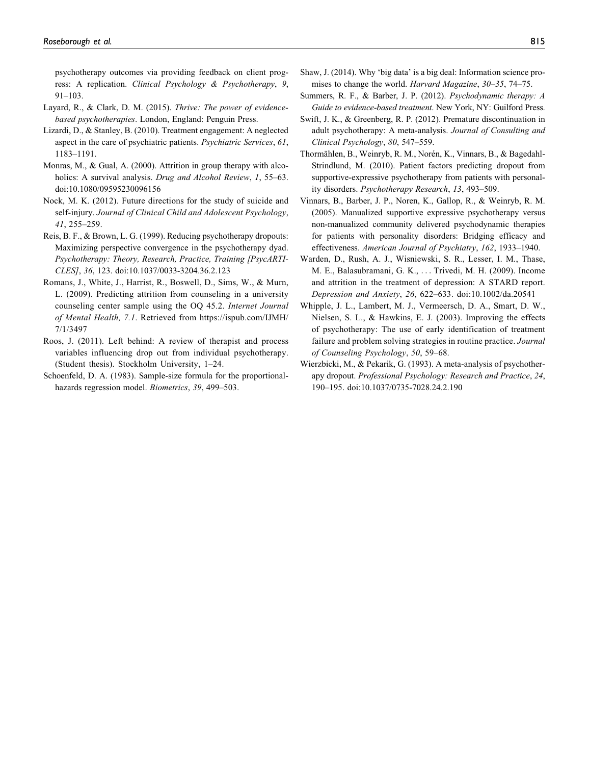psychotherapy outcomes via providing feedback on client progress: A replication. *Clinical Psychology & Psychotherapy*, *9*, 91–103.

Layard, R., & Clark, D. M. (2015). *Thrive: The power of evidence-based psychotherapies*. London, England: Penguin Press.

Lizardi, D., & Stanley, B. (2010). Treatment engagement: A neglected aspect in the care of psychiatric patients. *Psychiatric Services*, *61*, 1183–1191.

Monras, M., & Gual, A. (2000). Attrition in group therapy with alcoholics: A survival analysis. *Drug and Alcohol Review*, *1*, 55–63. doi:10.1080/09595230096156

Nock, M. K. (2012). Future directions for the study of suicide and self-injury. *Journal of Clinical Child and Adolescent Psychology*, *41*, 255–259.

Reis, B. F., & Brown, L. G. (1999). Reducing psychotherapy dropouts: Maximizing perspective convergence in the psychotherapy dyad. *Psychotherapy: Theory, Research, Practice, Training [PsycARTICLES]*, *36*, 123. doi:10.1037/0033-3204.36.2.123

Romans, J., White, J., Harrist, R., Boswell, D., Sims, W., & Murn, L. (2009). Predicting attrition from counseling in a university counseling center sample using the OQ 45.2. *Internet Journal of Mental Health, 7.1*. Retrieved from https://ispub.com/IJMH/7/1/3497

Roos, J. (2011). Left behind: A review of therapist and process variables influencing drop out from individual psychotherapy. (Student thesis). Stockholm University, 1–24.

Schoenfeld, D. A. (1983). Sample-size formula for the proportional-hazards regression model. *Biometrics*, *39*, 499–503.

Shaw, J. (2014). Why 'big data' is a big deal: Information science promises to change the world. *Harvard Magazine*, *30–35*, 74–75.

Summers, R. F., & Barber, J. P. (2012). *Psychodynamic therapy: A Guide to evidence-based treatment*. New York, NY: Guilford Press.

Swift, J. K., & Greenberg, R. P. (2012). Premature discontinuation in adult psychotherapy: A meta-analysis. *Journal of Consulting and Clinical Psychology*, *80*, 547–559.

Thormählen, B., Weinryb, R. M., Norén, K., Vinnars, B., & Bagedahl-Strindlund, M. (2010). Patient factors predicting dropout from supportive-expressive psychotherapy from patients with personality disorders. *Psychotherapy Research*, *13*, 493–509.

Vinnars, B., Barber, J. P., Noren, K., Gallop, R., & Weinryb, R. M. (2005). Manualized supportive expressive psychotherapy versus non-manualized community delivered psychodynamic therapies for patients with personality disorders: Bridging efficacy and effectiveness. *American Journal of Psychiatry*, *162*, 1933–1940.

Warden, D., Rush, A. J., Wisniewski, S. R., Lesser, I. M., Thase, M. E., Balasubramani, G. K., ... Trivedi, M. H. (2009). Income and attrition in the treatment of depression: A STARD report. *Depression and Anxiety*, *26*, 622–633. doi:10.1002/da.20541

Whipple, J. L., Lambert, M. J., Vermeersch, D. A., Smart, D. W., Nielsen, S. L., & Hawkins, E. J. (2003). Improving the effects of psychotherapy: The use of early identification of treatment failure and problem solving strategies in routine practice. *Journal of Counseling Psychology*, *50*, 59–68.

Wierzbicki, M., & Pekarik, G. (1993). A meta-analysis of psychotherapy dropout. *Professional Psychology: Research and Practice*, *24*, 190–195. doi:10.1037/0735-7028.24.2.190